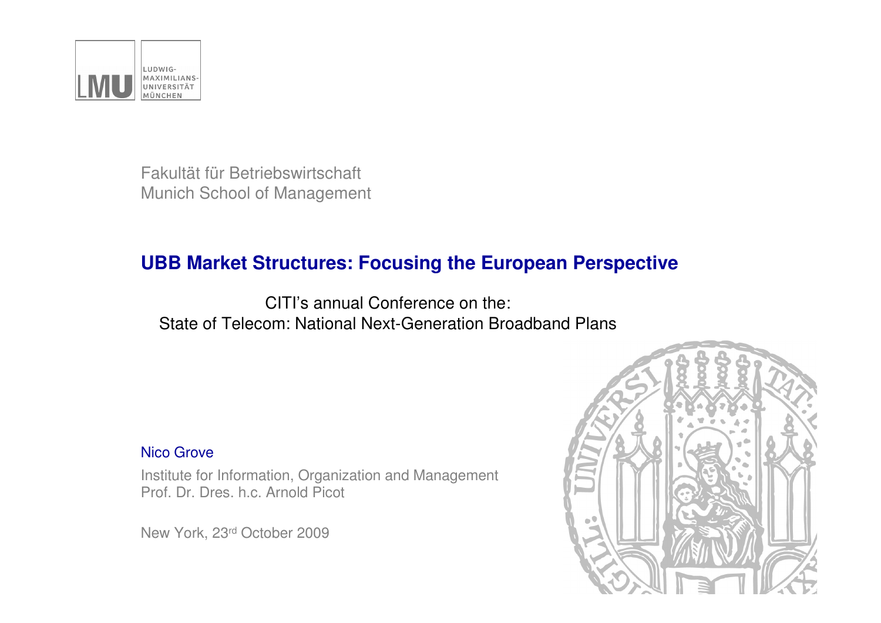LUDWIG-MAXIMILIANS-UNIVERSITÄT MÜNCHEN

Fakultät für Betriebswirtschaft
Munich School of Management

# UBB Market Structures: Focusing the European Perspective

CITI's annual Conference on the:
State of Telecom: National Next-Generation Broadband Plans

Nico Grove

Institute for Information, Organization and Management
Prof. Dr. Dres. h.c. Arnold Picot

New York, 23rd October 2009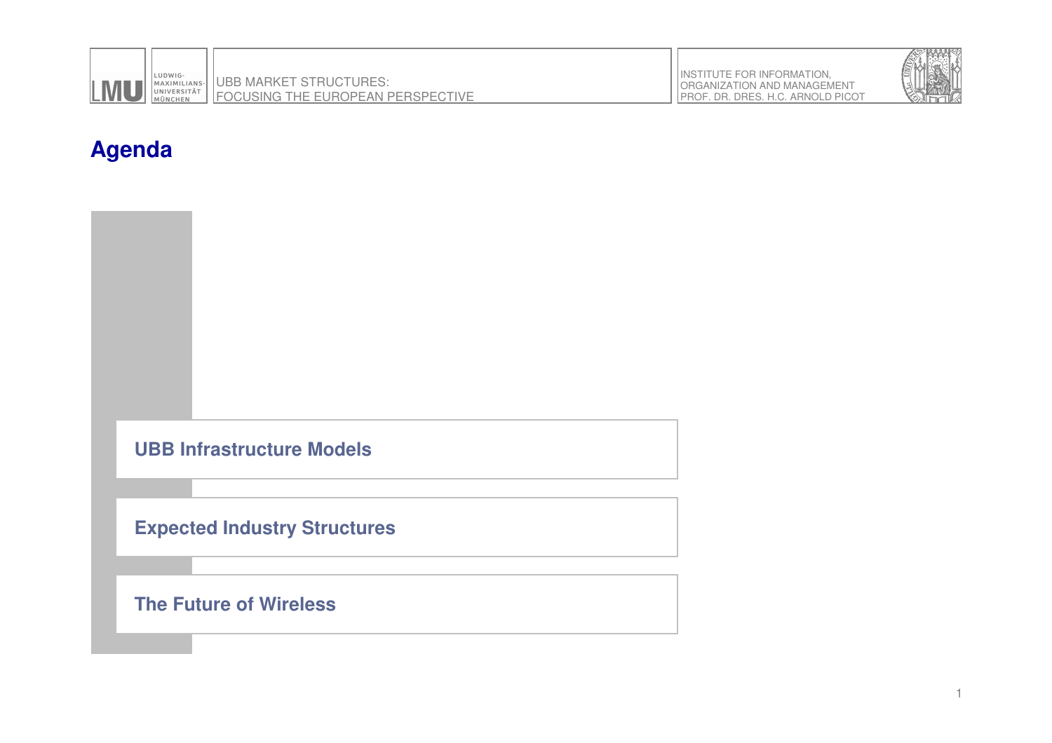# Agenda

- UBB Infrastructure Models
- Expected Industry Structures
- The Future of Wireless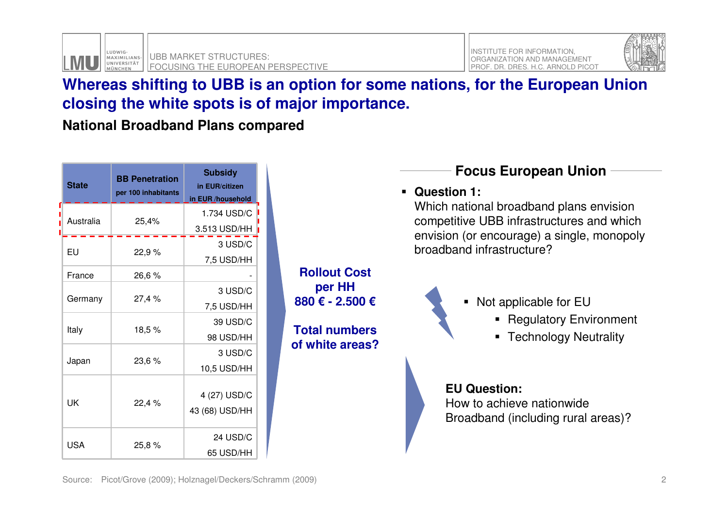# Whereas shifting to UBB is an option for some nations, for the European Union closing the white spots is of major importance.

## National Broadband Plans compared

| State | BB Penetration per 100 inhabitants | Subsidy in EUR/citizen in EUR /household |
|---|---|---|
| Australia | 25,4% | 1.734 USD/C 3.513 USD/HH |
| EU | 22,9 % | 3 USD/C 7,5 USD/HH |
| France | 26,6 % | - |
| Germany | 27,4 % | 3 USD/C 7,5 USD/HH |
| Italy | 18,5 % | 39 USD/C 98 USD/HH |
| Japan | 23,6 % | 3 USD/C 10,5 USD/HH |
| UK | 22,4 % | 4 (27) USD/C 43 (68) USD/HH |
| USA | 25,8 % | 24 USD/C 65 USD/HH |

**Rollout Cost per HH 880 € - 2.500 €**

**Total numbers of white areas?**

### Focus European Union

- **Question 1:** Which national broadband plans envision competitive UBB infrastructures and which envision (or encourage) a single, monopoly broadband infrastructure?

- Not applicable for EU
  - Regulatory Environment
  - Technology Neutrality

**EU Question:** How to achieve nationwide Broadband (including rural areas)?

Source: Picot/Grove (2009); Holznagel/Deckers/Schramm (2009)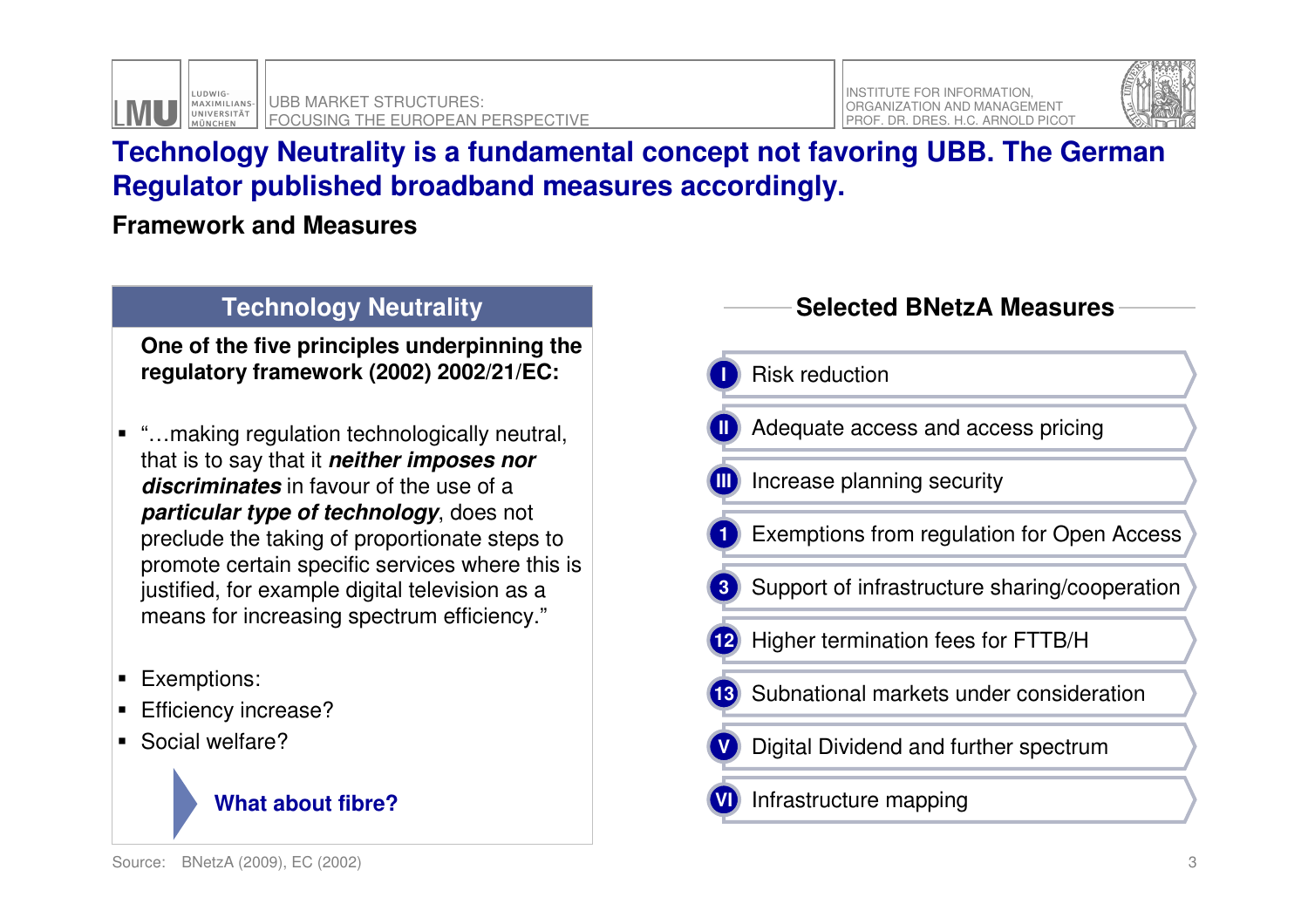# Technology Neutrality is a fundamental concept not favoring UBB. The German Regulator published broadband measures accordingly.

**Framework and Measures**

## Technology Neutrality

**One of the five principles underpinning the regulatory framework (2002) 2002/21/EC:**

- "…making regulation technologically neutral, that is to say that it ***neither imposes nor discriminates*** in favour of the use of a ***particular type of technology***, does not preclude the taking of proportionate steps to promote certain specific services where this is justified, for example digital television as a means for increasing spectrum efficiency."

- Exemptions:
- Efficiency increase?
- Social welfare?

**What about fibre?**

## Selected BNetzA Measures

- I Risk reduction
- II Adequate access and access pricing
- III Increase planning security
- 1 Exemptions from regulation for Open Access
- 3 Support of infrastructure sharing/cooperation
- 12 Higher termination fees for FTTB/H
- 13 Subnational markets under consideration
- V Digital Dividend and further spectrum
- VI Infrastructure mapping

Source: BNetzA (2009), EC (2002)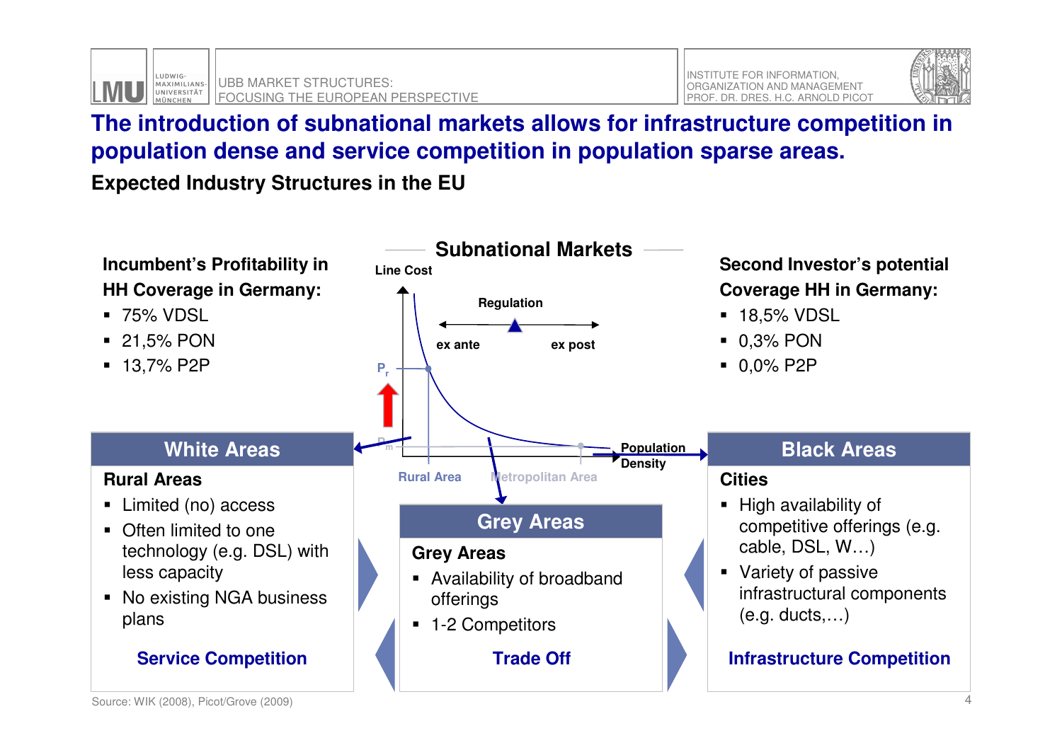# The introduction of subnational markets allows for infrastructure competition in population dense and service competition in population sparse areas.

**Expected Industry Structures in the EU**

**Incumbent's Profitability in HH Coverage in Germany:**

- 75% VDSL
- 21,5% PON
- 13,7% P2P

## Subnational Markets

Line Cost

Regulation

ex ante — ex post

$P_r$

$P_m$

Population Density

Rural Area — Metropolitan Area

**Second Investor's potential Coverage HH in Germany:**

- 18,5% VDSL
- 0,3% PON
- 0,0% P2P

### White Areas

**Rural Areas**

- Limited (no) access
- Often limited to one technology (e.g. DSL) with less capacity
- No existing NGA business plans

**Service Competition**

### Grey Areas

**Grey Areas**

- Availability of broadband offerings
- 1-2 Competitors

**Trade Off**

### Black Areas

**Cities**

- High availability of competitive offerings (e.g. cable, DSL, W…)
- Variety of passive infrastructural components (e.g. ducts,…)

**Infrastructure Competition**

Source: WIK (2008), Picot/Grove (2009)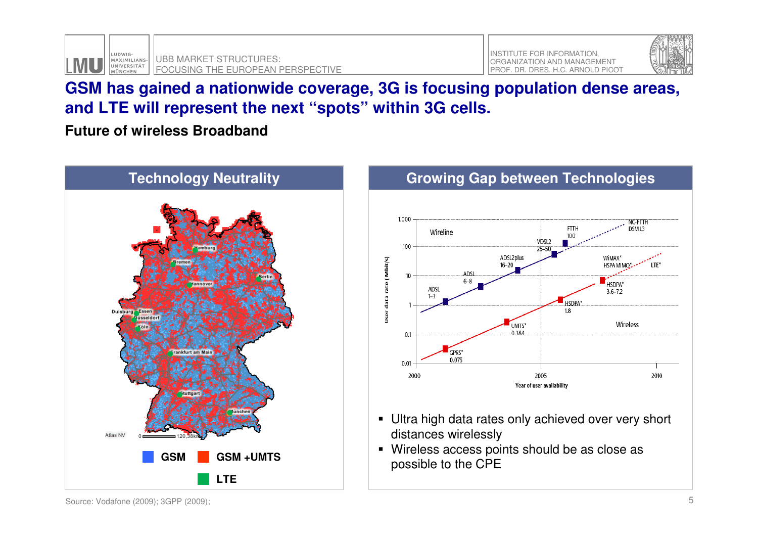# GSM has gained a nationwide coverage, 3G is focusing population dense areas, and LTE will represent the next "spots" within 3G cells.

**Future of wireless Broadband**

## Technology Neutrality

GSM | GSM +UMTS | LTE

## Growing Gap between Technologies

- Ultra high data rates only achieved over very short distances wirelessly
- Wireless access points should be as close as possible to the CPE

Source: Vodafone (2009); 3GPP (2009);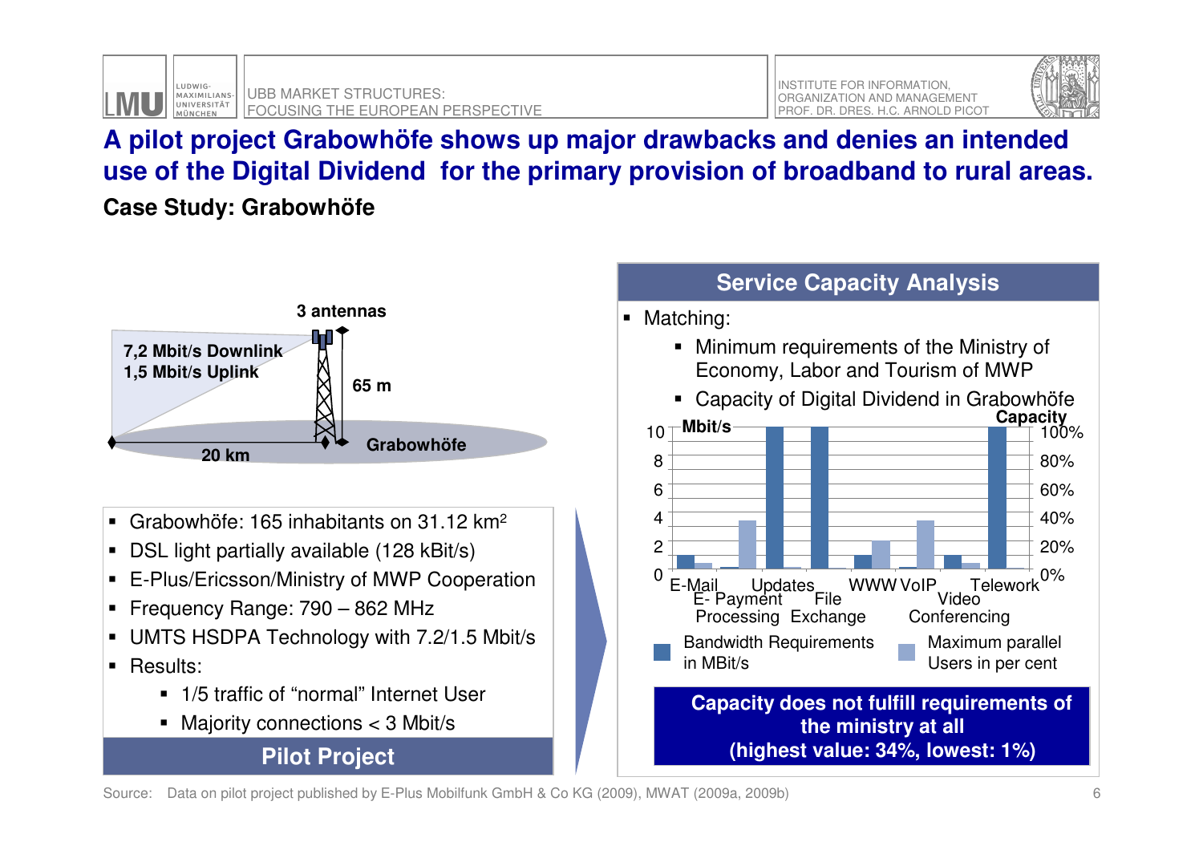# A pilot project Grabowhöfe shows up major drawbacks and denies an intended use of the Digital Dividend for the primary provision of broadband to rural areas.

## Case Study: Grabowhöfe

3 antennas

7,2 Mbit/s Downlink
1,5 Mbit/s Uplink

65 m

20 km

Grabowhöfe

- Grabowhöfe: 165 inhabitants on 31.12 km²
- DSL light partially available (128 kBit/s)
- E-Plus/Ericsson/Ministry of MWP Cooperation
- Frequency Range: 790 – 862 MHz
- UMTS HSDPA Technology with 7.2/1.5 Mbit/s
- Results:
  - 1/5 traffic of "normal" Internet User
  - Majority connections < 3 Mbit/s

**Pilot Project**

### Service Capacity Analysis

- Matching:
  - Minimum requirements of the Ministry of Economy, Labor and Tourism of MWP
  - Capacity of Digital Dividend in Grabowhöfe

Mbit/s (left axis: 0–10); Capacity (right axis: 0%–100%)

Categories: E-Mail, E- Payment Processing, Updates, File Exchange, WWW, VoIP, Video Conferencing, Telework

Legend: Bandwidth Requirements in MBit/s; Maximum parallel Users in per cent

**Capacity does not fulfill requirements of the ministry at all (highest value: 34%, lowest: 1%)**

Source: Data on pilot project published by E-Plus Mobilfunk GmbH & Co KG (2009), MWAT (2009a, 2009b)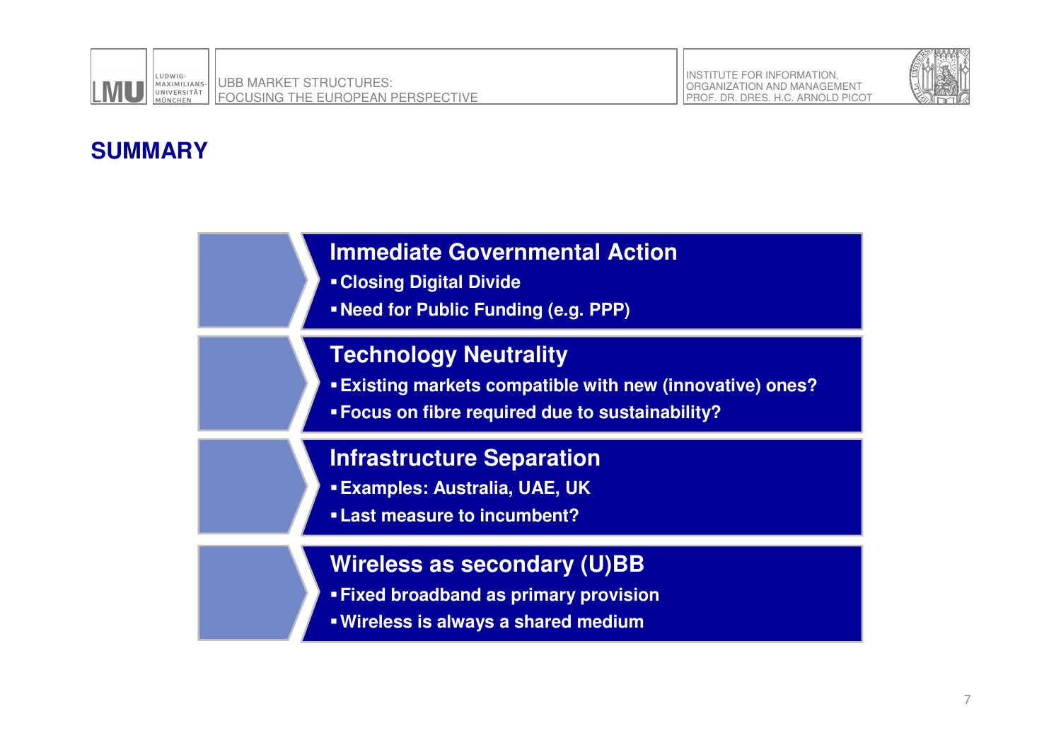# SUMMARY

## Immediate Governmental Action

- Closing Digital Divide
- Need for Public Funding (e.g. PPP)

## Technology Neutrality

- Existing markets compatible with new (innovative) ones?
- Focus on fibre required due to sustainability?

## Infrastructure Separation

- Examples: Australia, UAE, UK
- Last measure to incumbent?

## Wireless as secondary (U)BB

- Fixed broadband as primary provision
- Wireless is always a shared medium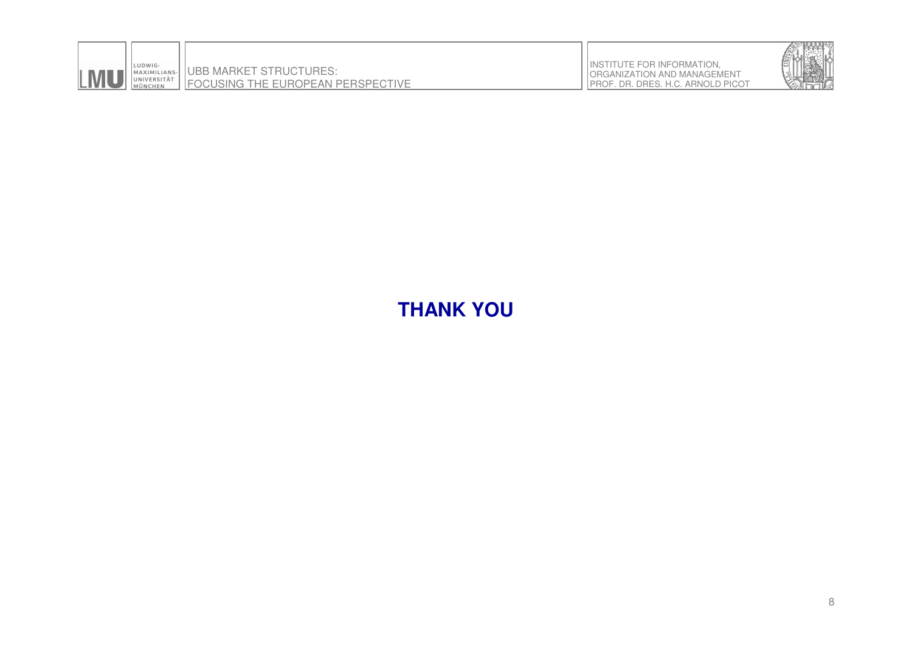# THANK YOU